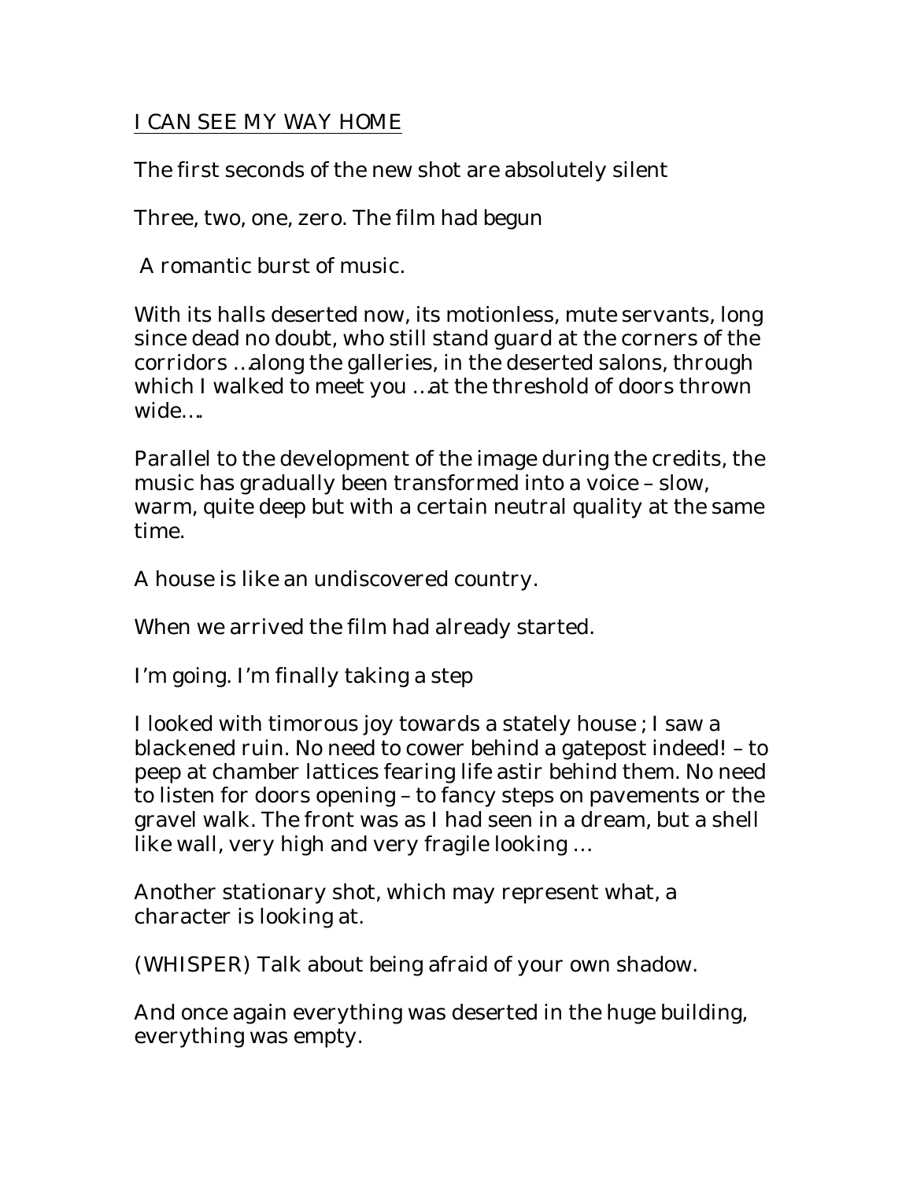# I CAN SEE MY WAY HOME

The first seconds of the new shot are absolutely silent

Three, two, one, zero. The film had begun

A romantic burst of music.

With its halls deserted now, its motionless, mute servants, long since dead no doubt, who still stand guard at the corners of the corridors …along the galleries, in the deserted salons, through which I walked to meet you …at the threshold of doors thrown wide….

Parallel to the development of the image during the credits, the music has gradually been transformed into a voice – slow, warm, quite deep but with a certain neutral quality at the same time.

A house is like an undiscovered country.

When we arrived the film had already started.

I'm going. I'm finally taking a step

I looked with timorous joy towards a stately house ; I saw a blackened ruin. No need to cower behind a gatepost indeed! – to peep at chamber lattices fearing life astir behind them. No need to listen for doors opening – to fancy steps on pavements or the gravel walk. The front was as I had seen in a dream, but a shell like wall, very high and very fragile looking …

Another stationary shot, which may represent what, a character is looking at.

(WHISPER) Talk about being afraid of your own shadow.

And once again everything was deserted in the huge building, everything was empty.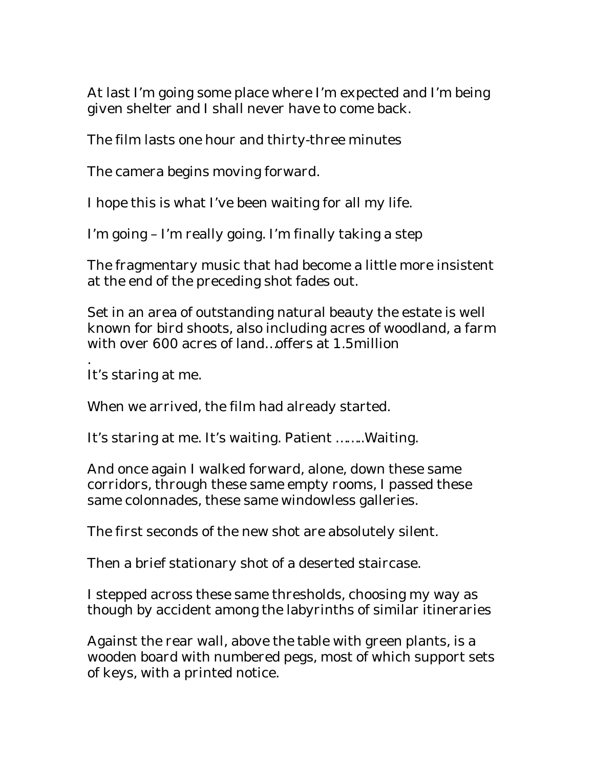At last I'm going some place where I'm expected and I'm being given shelter and I shall never have to come back.

The film lasts one hour and thirty-three minutes

The camera begins moving forward.

I hope this is what I've been waiting for all my life.

I'm going – I'm really going. I'm finally taking a step

The fragmentary music that had become a little more insistent at the end of the preceding shot fades out.

Set in an area of outstanding natural beauty the estate is well known for bird shoots, also including acres of woodland, a farm with over 600 acres of land…offers at 1.5million

.
It's staring at me.

When we arrived, the film had already started.

It's staring at me. It's waiting. Patient ……..Waiting.

And once again I walked forward, alone, down these same corridors, through these same empty rooms, I passed these same colonnades, these same windowless galleries.

The first seconds of the new shot are absolutely silent.

Then a brief stationary shot of a deserted staircase.

I stepped across these same thresholds, choosing my way as though by accident among the labyrinths of similar itineraries

Against the rear wall, above the table with green plants, is a wooden board with numbered pegs, most of which support sets of keys, with a printed notice.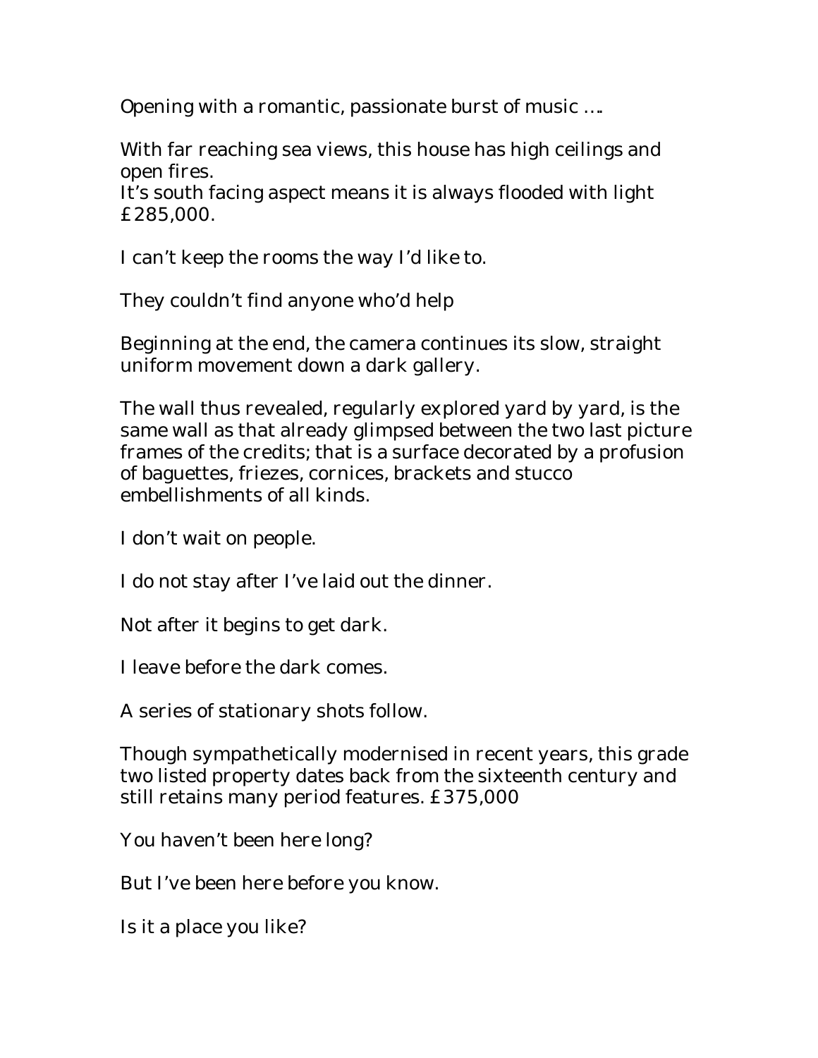Opening with a romantic, passionate burst of music ….

With far reaching sea views, this house has high ceilings and open fires.
It's south facing aspect means it is always flooded with light £285,000.

I can't keep the rooms the way I'd like to.

They couldn't find anyone who'd help

Beginning at the end, the camera continues its slow, straight uniform movement down a dark gallery.

The wall thus revealed, regularly explored yard by yard, is the same wall as that already glimpsed between the two last picture frames of the credits; that is a surface decorated by a profusion of baguettes, friezes, cornices, brackets and stucco embellishments of all kinds.

I don't wait on people.

I do not stay after I've laid out the dinner.

Not after it begins to get dark.

I leave before the dark comes.

A series of stationary shots follow.

Though sympathetically modernised in recent years, this grade two listed property dates back from the sixteenth century and still retains many period features. £375,000

You haven't been here long?

But I've been here before you know.

Is it a place you like?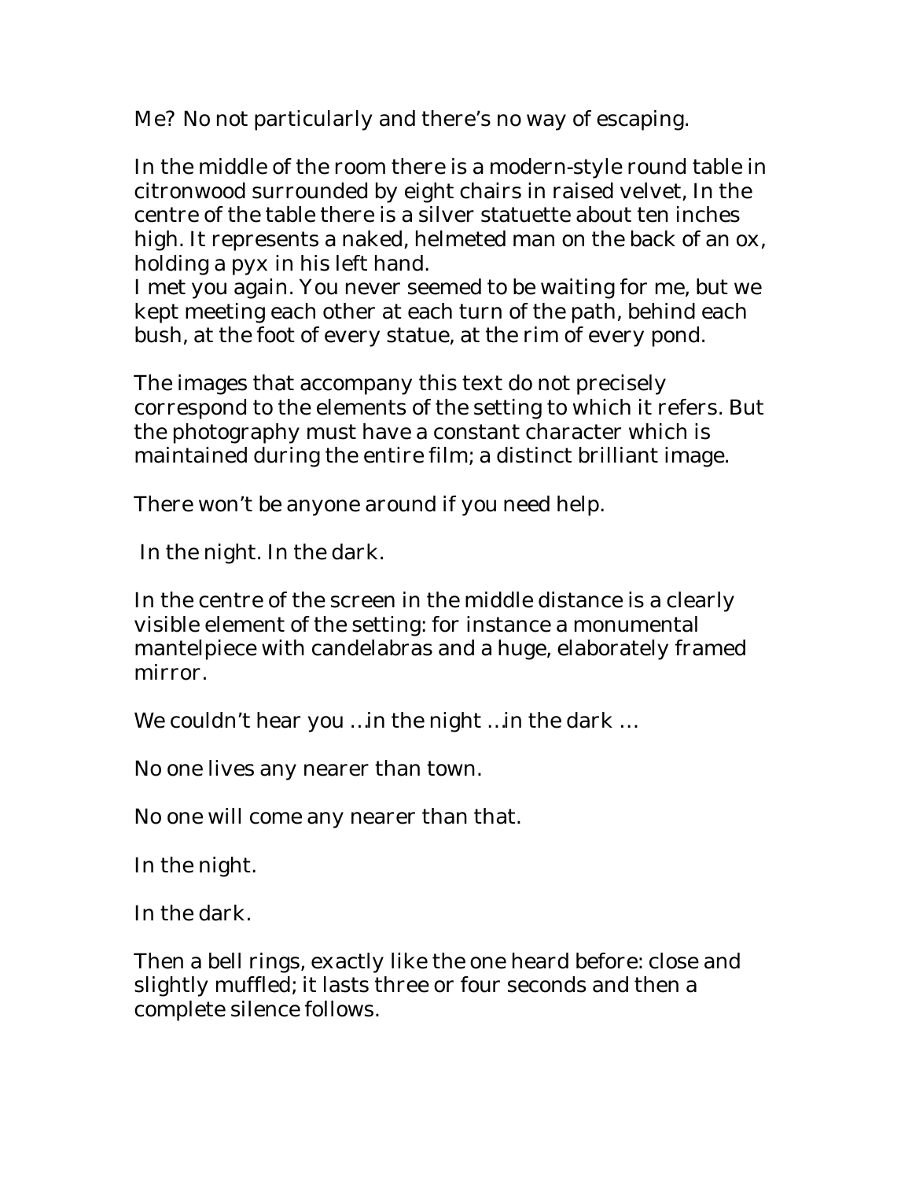Me? No not particularly and there's no way of escaping.

In the middle of the room there is a modern-style round table in citronwood surrounded by eight chairs in raised velvet, In the centre of the table there is a silver statuette about ten inches high. It represents a naked, helmeted man on the back of an ox, holding a pyx in his left hand.
I met you again. You never seemed to be waiting for me, but we kept meeting each other at each turn of the path, behind each bush, at the foot of every statue, at the rim of every pond.

The images that accompany this text do not precisely correspond to the elements of the setting to which it refers. But the photography must have a constant character which is maintained during the entire film; a distinct brilliant image.

There won't be anyone around if you need help.

In the night. In the dark.

In the centre of the screen in the middle distance is a clearly visible element of the setting: for instance a monumental mantelpiece with candelabras and a huge, elaborately framed mirror.

We couldn't hear you …in the night …in the dark …

No one lives any nearer than town.

No one will come any nearer than that.

In the night.

In the dark.

Then a bell rings, exactly like the one heard before: close and slightly muffled; it lasts three or four seconds and then a complete silence follows.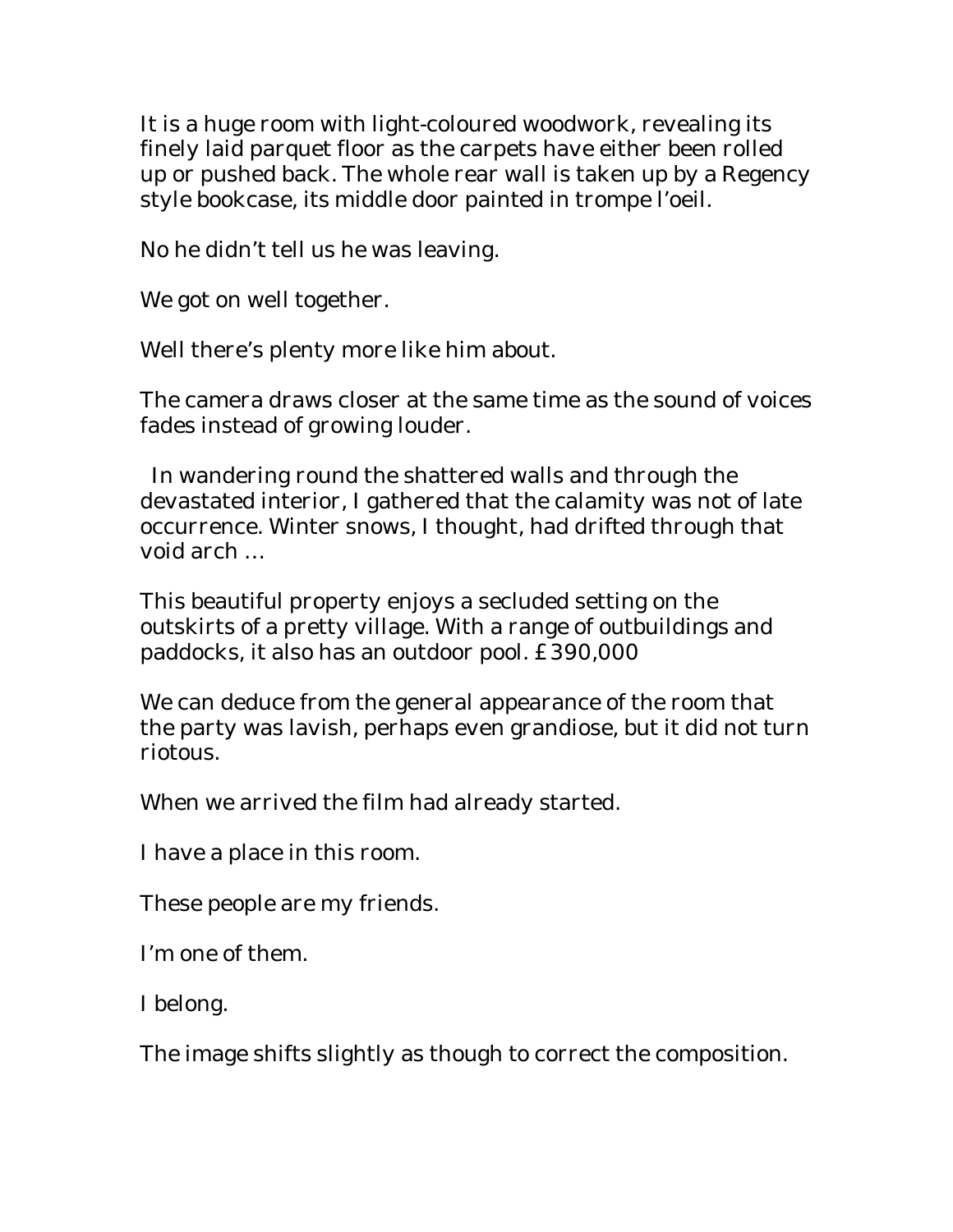It is a huge room with light-coloured woodwork, revealing its finely laid parquet floor as the carpets have either been rolled up or pushed back. The whole rear wall is taken up by a Regency style bookcase, its middle door painted in trompe l'oeil.

No he didn't tell us he was leaving.

We got on well together.

Well there's plenty more like him about.

The camera draws closer at the same time as the sound of voices fades instead of growing louder.

In wandering round the shattered walls and through the devastated interior, I gathered that the calamity was not of late occurrence. Winter snows, I thought, had drifted through that void arch …

This beautiful property enjoys a secluded setting on the outskirts of a pretty village. With a range of outbuildings and paddocks, it also has an outdoor pool. £390,000

We can deduce from the general appearance of the room that the party was lavish, perhaps even grandiose, but it did not turn riotous.

When we arrived the film had already started.

I have a place in this room.

These people are my friends.

I'm one of them.

I belong.

The image shifts slightly as though to correct the composition.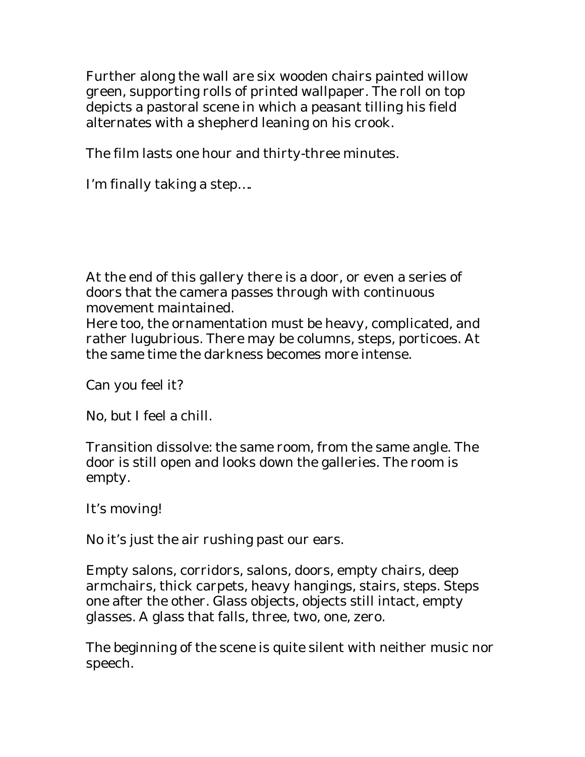Further along the wall are six wooden chairs painted willow green, supporting rolls of printed wallpaper. The roll on top depicts a pastoral scene in which a peasant tilling his field alternates with a shepherd leaning on his crook.

The film lasts one hour and thirty-three minutes.

I'm finally taking a step….

At the end of this gallery there is a door, or even a series of doors that the camera passes through with continuous movement maintained.
Here too, the ornamentation must be heavy, complicated, and rather lugubrious. There may be columns, steps, porticoes. At the same time the darkness becomes more intense.

Can you feel it?

No, but I feel a chill.

Transition dissolve: the same room, from the same angle. The door is still open and looks down the galleries. The room is empty.

It's moving!

No it's just the air rushing past our ears.

Empty salons, corridors, salons, doors, empty chairs, deep armchairs, thick carpets, heavy hangings, stairs, steps. Steps one after the other. Glass objects, objects still intact, empty glasses. A glass that falls, three, two, one, zero.

The beginning of the scene is quite silent with neither music nor speech.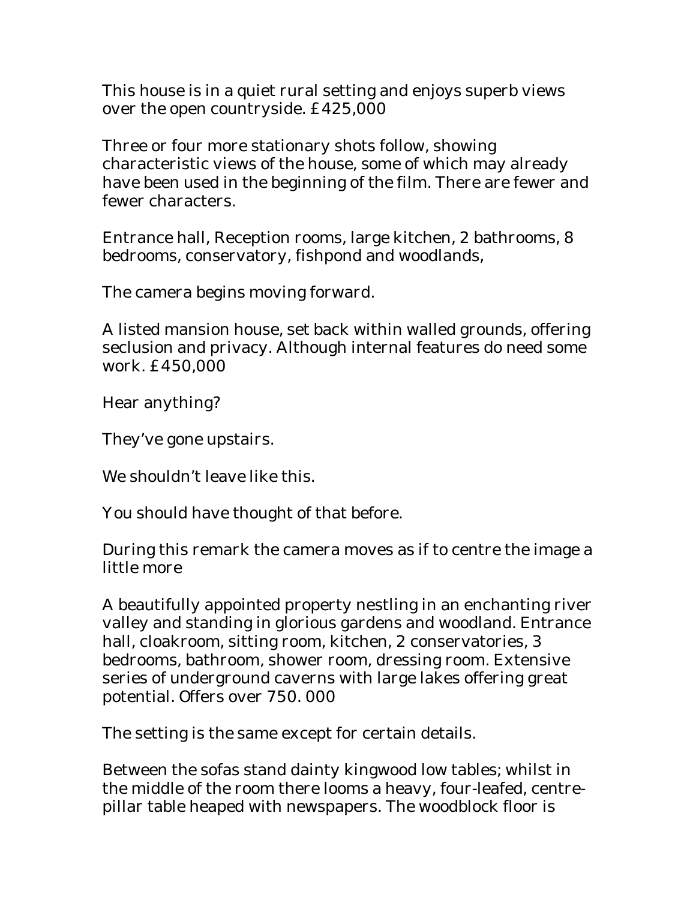This house is in a quiet rural setting and enjoys superb views over the open countryside. £425,000

Three or four more stationary shots follow, showing characteristic views of the house, some of which may already have been used in the beginning of the film. There are fewer and fewer characters.

Entrance hall, Reception rooms, large kitchen, 2 bathrooms, 8 bedrooms, conservatory, fishpond and woodlands,

The camera begins moving forward.

A listed mansion house, set back within walled grounds, offering seclusion and privacy. Although internal features do need some work. £450,000

Hear anything?

They've gone upstairs.

We shouldn't leave like this.

You should have thought of that before.

During this remark the camera moves as if to centre the image a little more

A beautifully appointed property nestling in an enchanting river valley and standing in glorious gardens and woodland. Entrance hall, cloakroom, sitting room, kitchen, 2 conservatories, 3 bedrooms, bathroom, shower room, dressing room. Extensive series of underground caverns with large lakes offering great potential. Offers over 750. 000

The setting is the same except for certain details.

Between the sofas stand dainty kingwood low tables; whilst in the middle of the room there looms a heavy, four-leafed, centre-pillar table heaped with newspapers. The woodblock floor is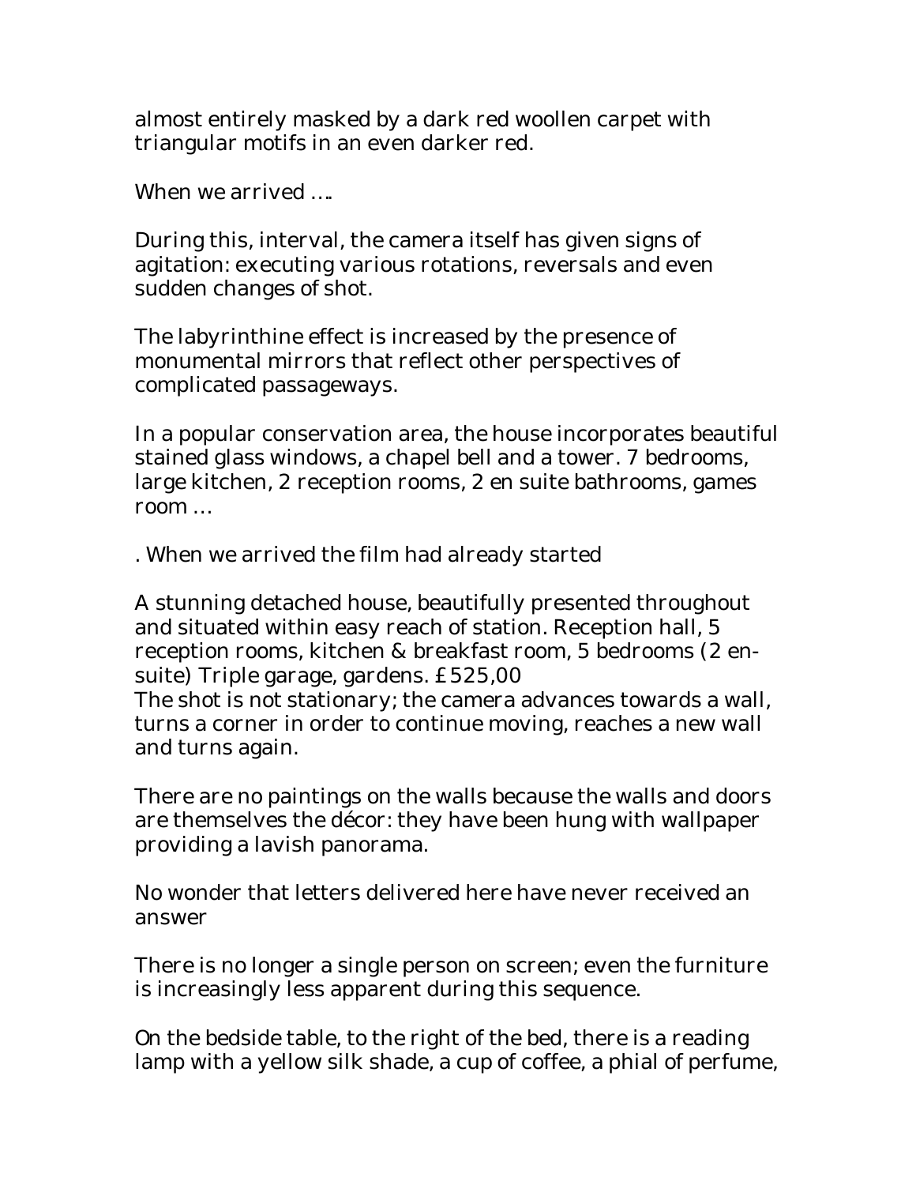almost entirely masked by a dark red woollen carpet with triangular motifs in an even darker red.

When we arrived ….

During this, interval, the camera itself has given signs of agitation: executing various rotations, reversals and even sudden changes of shot.

The labyrinthine effect is increased by the presence of monumental mirrors that reflect other perspectives of complicated passageways.

In a popular conservation area, the house incorporates beautiful stained glass windows, a chapel bell and a tower. 7 bedrooms, large kitchen, 2 reception rooms, 2 en suite bathrooms, games room …

. When we arrived the film had already started

A stunning detached house, beautifully presented throughout and situated within easy reach of station. Reception hall, 5 reception rooms, kitchen & breakfast room, 5 bedrooms (2 en-suite) Triple garage, gardens. £525,00
The shot is not stationary; the camera advances towards a wall, turns a corner in order to continue moving, reaches a new wall and turns again.

There are no paintings on the walls because the walls and doors are themselves the décor: they have been hung with wallpaper providing a lavish panorama.

No wonder that letters delivered here have never received an answer

There is no longer a single person on screen; even the furniture is increasingly less apparent during this sequence.

On the bedside table, to the right of the bed, there is a reading lamp with a yellow silk shade, a cup of coffee, a phial of perfume,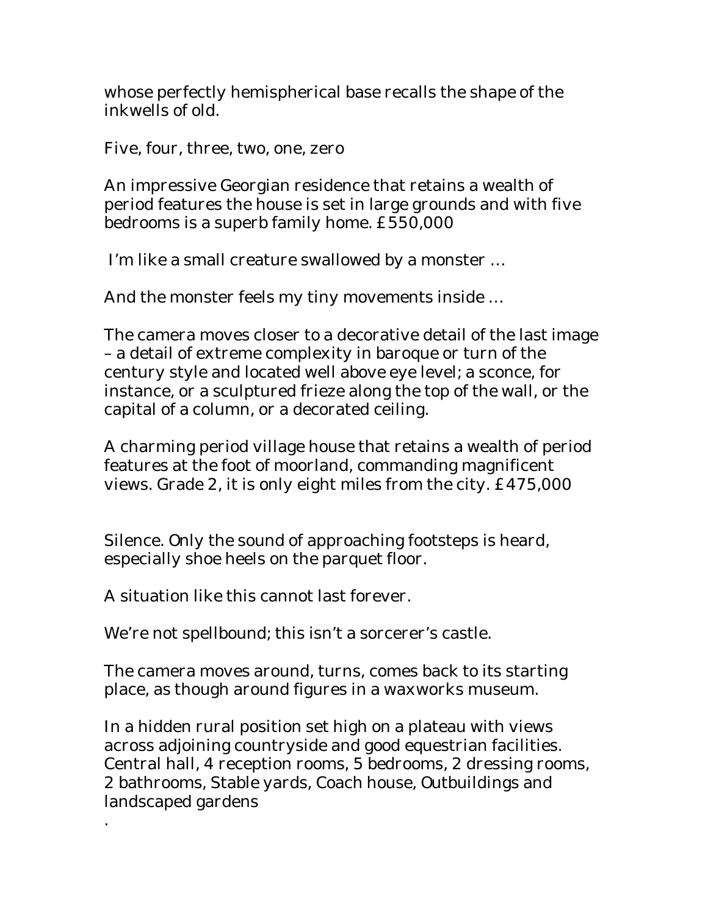whose perfectly hemispherical base recalls the shape of the inkwells of old.

Five, four, three, two, one, zero

An impressive Georgian residence that retains a wealth of period features the house is set in large grounds and with five bedrooms is a superb family home. £550,000

I'm like a small creature swallowed by a monster …

And the monster feels my tiny movements inside …

The camera moves closer to a decorative detail of the last image – a detail of extreme complexity in baroque or turn of the century style and located well above eye level; a sconce, for instance, or a sculptured frieze along the top of the wall, or the capital of a column, or a decorated ceiling.

A charming period village house that retains a wealth of period features at the foot of moorland, commanding magnificent views. Grade 2, it is only eight miles from the city. £475,000

Silence. Only the sound of approaching footsteps is heard, especially shoe heels on the parquet floor.

A situation like this cannot last forever.

We're not spellbound; this isn't a sorcerer's castle.

The camera moves around, turns, comes back to its starting place, as though around figures in a waxworks museum.

In a hidden rural position set high on a plateau with views across adjoining countryside and good equestrian facilities. Central hall, 4 reception rooms, 5 bedrooms, 2 dressing rooms, 2 bathrooms, Stable yards, Coach house, Outbuildings and landscaped gardens

.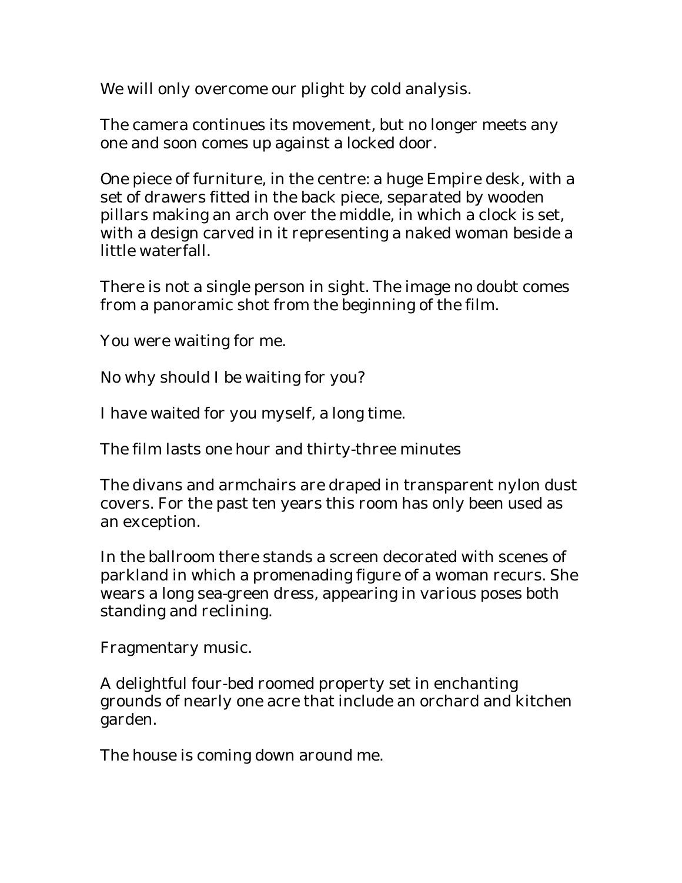We will only overcome our plight by cold analysis.

The camera continues its movement, but no longer meets any one and soon comes up against a locked door.

One piece of furniture, in the centre: a huge Empire desk, with a set of drawers fitted in the back piece, separated by wooden pillars making an arch over the middle, in which a clock is set, with a design carved in it representing a naked woman beside a little waterfall.

There is not a single person in sight. The image no doubt comes from a panoramic shot from the beginning of the film.

You were waiting for me.

No why should I be waiting for you?

I have waited for you myself, a long time.

The film lasts one hour and thirty-three minutes

The divans and armchairs are draped in transparent nylon dust covers. For the past ten years this room has only been used as an exception.

In the ballroom there stands a screen decorated with scenes of parkland in which a promenading figure of a woman recurs. She wears a long sea-green dress, appearing in various poses both standing and reclining.

Fragmentary music.

A delightful four-bed roomed property set in enchanting grounds of nearly one acre that include an orchard and kitchen garden.

The house is coming down around me.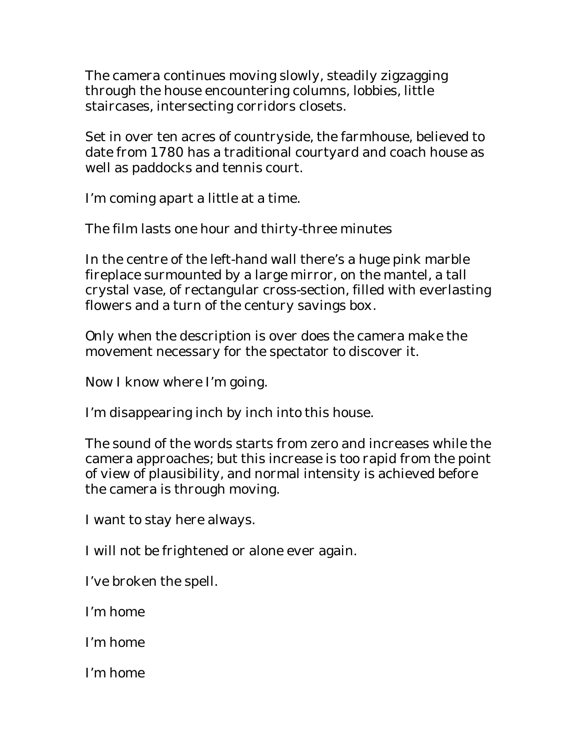The camera continues moving slowly, steadily zigzagging through the house encountering columns, lobbies, little staircases, intersecting corridors closets.

Set in over ten acres of countryside, the farmhouse, believed to date from 1780 has a traditional courtyard and coach house as well as paddocks and tennis court.

I'm coming apart a little at a time.

The film lasts one hour and thirty-three minutes

In the centre of the left-hand wall there's a huge pink marble fireplace surmounted by a large mirror, on the mantel, a tall crystal vase, of rectangular cross-section, filled with everlasting flowers and a turn of the century savings box.

Only when the description is over does the camera make the movement necessary for the spectator to discover it.

Now I know where I'm going.

I'm disappearing inch by inch into this house.

The sound of the words starts from zero and increases while the camera approaches; but this increase is too rapid from the point of view of plausibility, and normal intensity is achieved before the camera is through moving.

I want to stay here always.

I will not be frightened or alone ever again.

I've broken the spell.

I'm home

I'm home

I'm home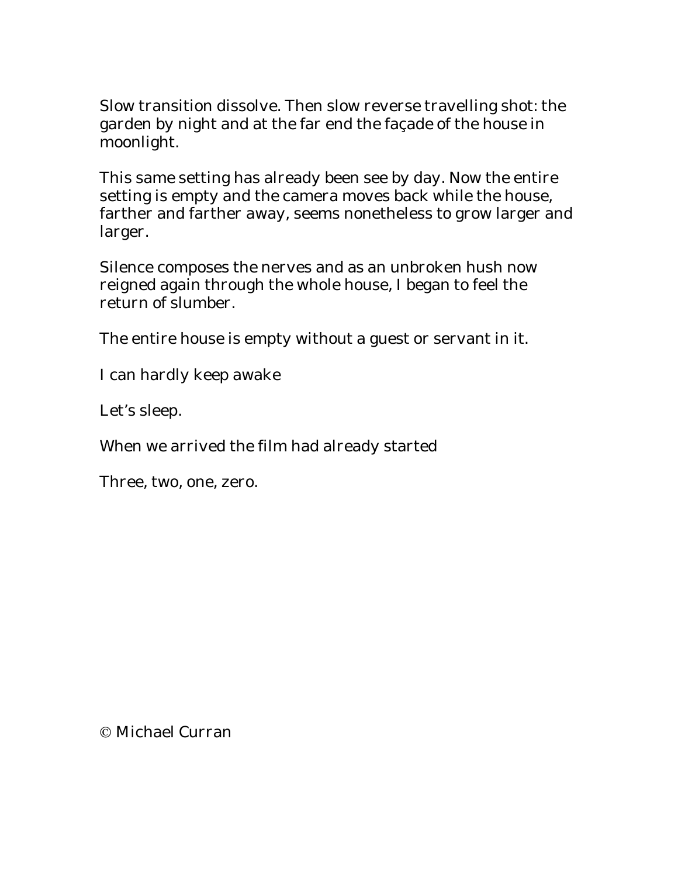Slow transition dissolve. Then slow reverse travelling shot: the garden by night and at the far end the façade of the house in moonlight.

This same setting has already been see by day. Now the entire setting is empty and the camera moves back while the house, farther and farther away, seems nonetheless to grow larger and larger.

Silence composes the nerves and as an unbroken hush now reigned again through the whole house, I began to feel the return of slumber.

The entire house is empty without a guest or servant in it.

I can hardly keep awake

Let's sleep.

When we arrived the film had already started

Three, two, one, zero.

© Michael Curran